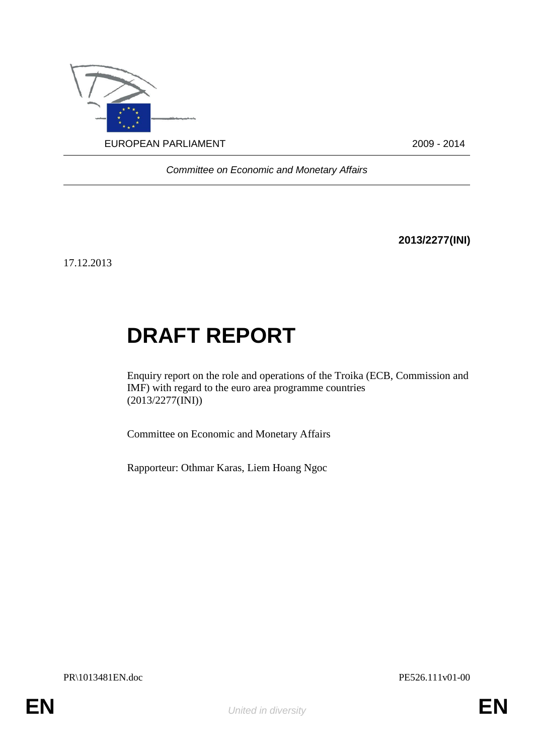EUROPEAN PARLIAMENT 2009 - 2014

*Committee on Economic and Monetary Affairs*

**2013/2277(INI)**

17.12.2013

# DRAFT REPORT

Enquiry report on the role and operations of the Troika (ECB, Commission and IMF) with regard to the euro area programme countries
(2013/2277(INI))

Committee on Economic and Monetary Affairs

Rapporteur: Othmar Karas, Liem Hoang Ngoc

PR\1013481EN.doc PE526.111v01-00

EN *United in diversity* EN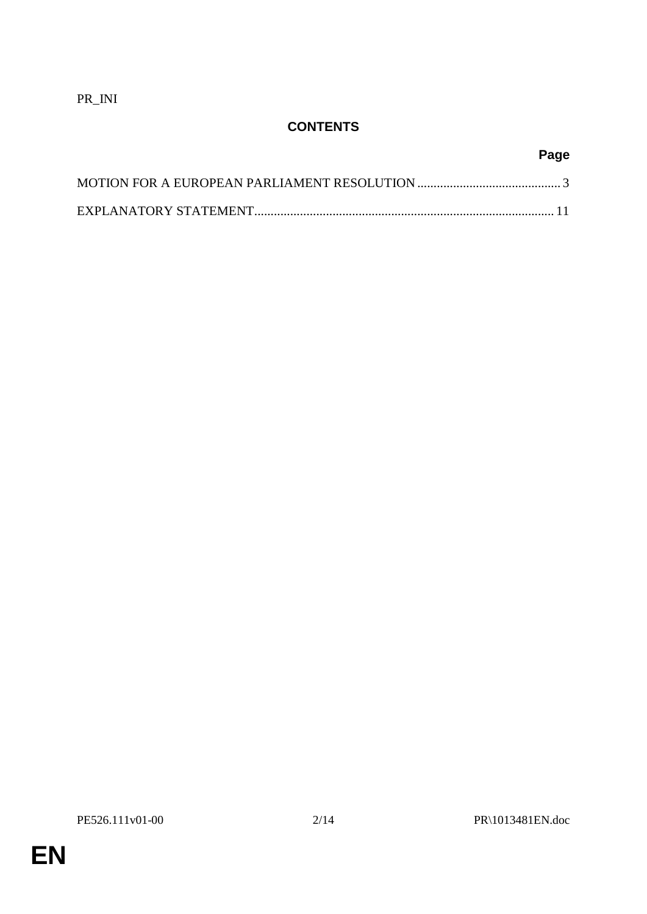PR_INI

## CONTENTS

| | Page |
|---|---|
| MOTION FOR A EUROPEAN PARLIAMENT RESOLUTION | 3 |
| EXPLANATORY STATEMENT | 11 |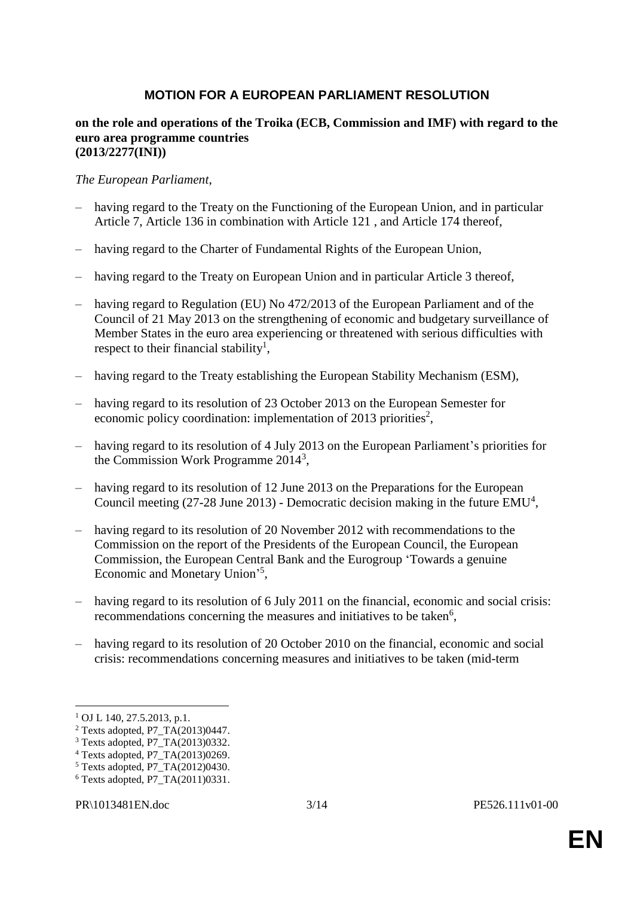# MOTION FOR A EUROPEAN PARLIAMENT RESOLUTION

**on the role and operations of the Troika (ECB, Commission and IMF) with regard to the euro area programme countries (2013/2277(INI))**

*The European Parliament*,

– having regard to the Treaty on the Functioning of the European Union, and in particular Article 7, Article 136 in combination with Article 121 , and Article 174 thereof,

– having regard to the Charter of Fundamental Rights of the European Union,

– having regard to the Treaty on European Union and in particular Article 3 thereof,

– having regard to Regulation (EU) No 472/2013 of the European Parliament and of the Council of 21 May 2013 on the strengthening of economic and budgetary surveillance of Member States in the euro area experiencing or threatened with serious difficulties with respect to their financial stability[1],

– having regard to the Treaty establishing the European Stability Mechanism (ESM),

– having regard to its resolution of 23 October 2013 on the European Semester for economic policy coordination: implementation of 2013 priorities[2],

– having regard to its resolution of 4 July 2013 on the European Parliament's priorities for the Commission Work Programme 2014[3],

– having regard to its resolution of 12 June 2013 on the Preparations for the European Council meeting (27-28 June 2013) - Democratic decision making in the future EMU[4],

– having regard to its resolution of 20 November 2012 with recommendations to the Commission on the report of the Presidents of the European Council, the European Commission, the European Central Bank and the Eurogroup 'Towards a genuine Economic and Monetary Union'[5],

– having regard to its resolution of 6 July 2011 on the financial, economic and social crisis: recommendations concerning the measures and initiatives to be taken[6],

– having regard to its resolution of 20 October 2010 on the financial, economic and social crisis: recommendations concerning measures and initiatives to be taken (mid-term

[1] OJ L 140, 27.5.2013, p.1.
[2] Texts adopted, P7_TA(2013)0447.
[3] Texts adopted, P7_TA(2013)0332.
[4] Texts adopted, P7_TA(2013)0269.
[5] Texts adopted, P7_TA(2012)0430.
[6] Texts adopted, P7_TA(2011)0331.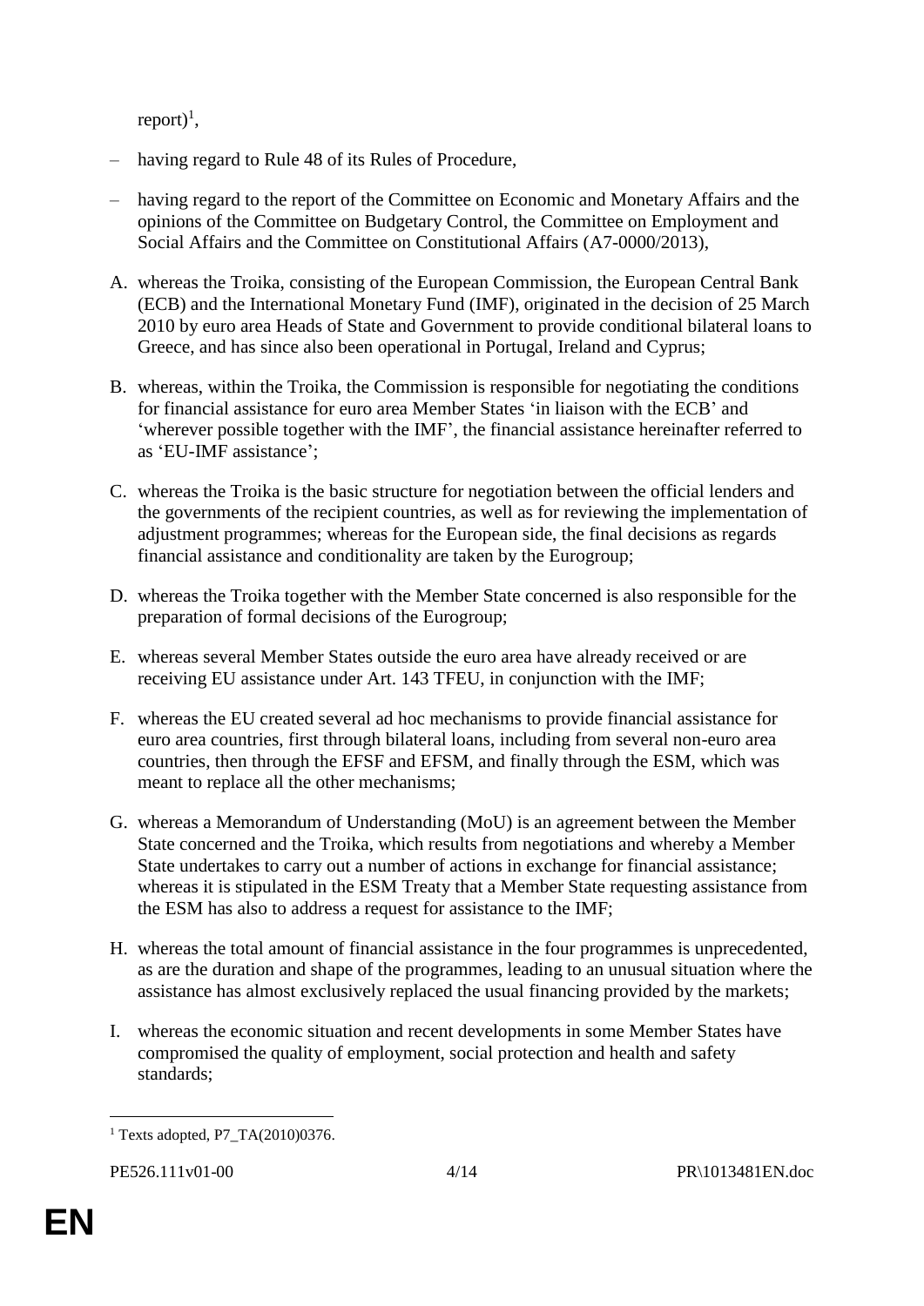report)[1],

– having regard to Rule 48 of its Rules of Procedure,

– having regard to the report of the Committee on Economic and Monetary Affairs and the opinions of the Committee on Budgetary Control, the Committee on Employment and Social Affairs and the Committee on Constitutional Affairs (A7-0000/2013),

A. whereas the Troika, consisting of the European Commission, the European Central Bank (ECB) and the International Monetary Fund (IMF), originated in the decision of 25 March 2010 by euro area Heads of State and Government to provide conditional bilateral loans to Greece, and has since also been operational in Portugal, Ireland and Cyprus;

B. whereas, within the Troika, the Commission is responsible for negotiating the conditions for financial assistance for euro area Member States 'in liaison with the ECB' and 'wherever possible together with the IMF', the financial assistance hereinafter referred to as 'EU-IMF assistance';

C. whereas the Troika is the basic structure for negotiation between the official lenders and the governments of the recipient countries, as well as for reviewing the implementation of adjustment programmes; whereas for the European side, the final decisions as regards financial assistance and conditionality are taken by the Eurogroup;

D. whereas the Troika together with the Member State concerned is also responsible for the preparation of formal decisions of the Eurogroup;

E. whereas several Member States outside the euro area have already received or are receiving EU assistance under Art. 143 TFEU, in conjunction with the IMF;

F. whereas the EU created several ad hoc mechanisms to provide financial assistance for euro area countries, first through bilateral loans, including from several non-euro area countries, then through the EFSF and EFSM, and finally through the ESM, which was meant to replace all the other mechanisms;

G. whereas a Memorandum of Understanding (MoU) is an agreement between the Member State concerned and the Troika, which results from negotiations and whereby a Member State undertakes to carry out a number of actions in exchange for financial assistance; whereas it is stipulated in the ESM Treaty that a Member State requesting assistance from the ESM has also to address a request for assistance to the IMF;

H. whereas the total amount of financial assistance in the four programmes is unprecedented, as are the duration and shape of the programmes, leading to an unusual situation where the assistance has almost exclusively replaced the usual financing provided by the markets;

I. whereas the economic situation and recent developments in some Member States have compromised the quality of employment, social protection and health and safety standards;

[1] Texts adopted, P7_TA(2010)0376.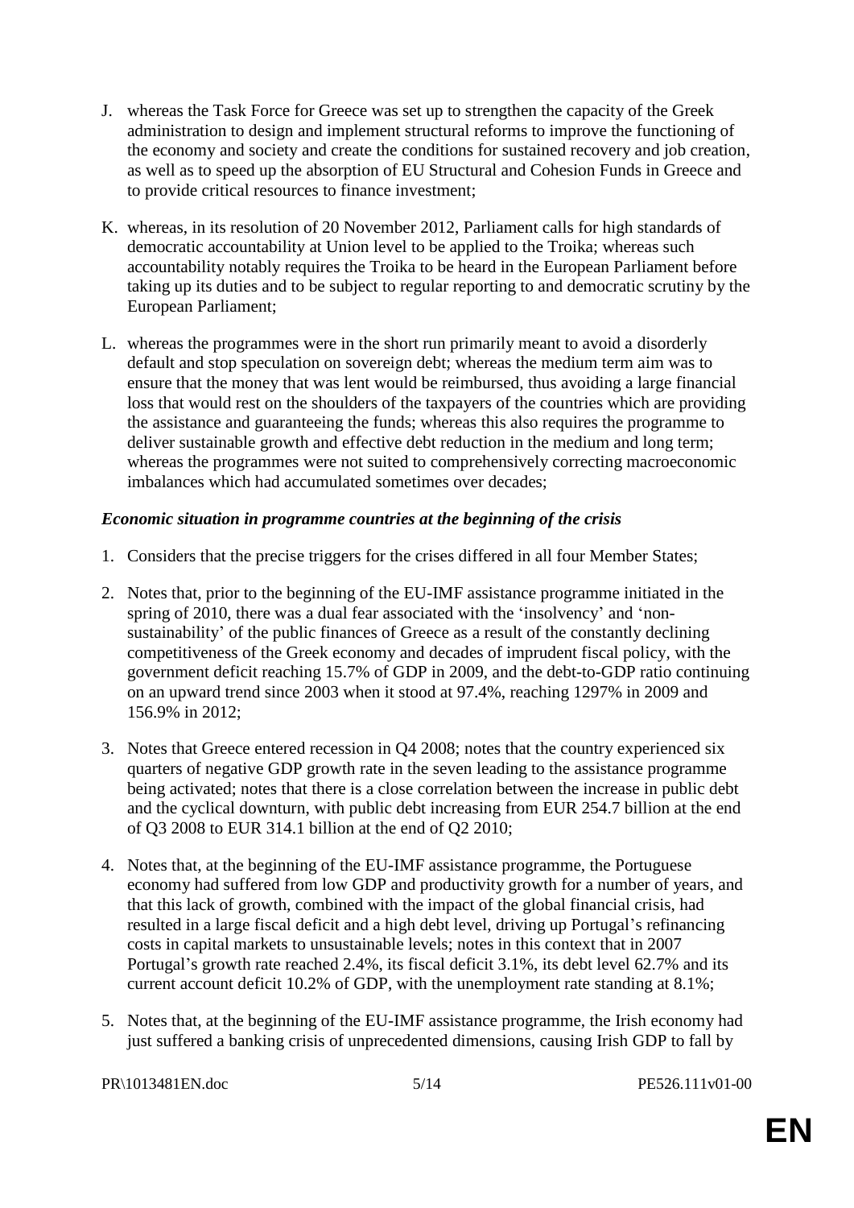J. whereas the Task Force for Greece was set up to strengthen the capacity of the Greek administration to design and implement structural reforms to improve the functioning of the economy and society and create the conditions for sustained recovery and job creation, as well as to speed up the absorption of EU Structural and Cohesion Funds in Greece and to provide critical resources to finance investment;

K. whereas, in its resolution of 20 November 2012, Parliament calls for high standards of democratic accountability at Union level to be applied to the Troika; whereas such accountability notably requires the Troika to be heard in the European Parliament before taking up its duties and to be subject to regular reporting to and democratic scrutiny by the European Parliament;

L. whereas the programmes were in the short run primarily meant to avoid a disorderly default and stop speculation on sovereign debt; whereas the medium term aim was to ensure that the money that was lent would be reimbursed, thus avoiding a large financial loss that would rest on the shoulders of the taxpayers of the countries which are providing the assistance and guaranteeing the funds; whereas this also requires the programme to deliver sustainable growth and effective debt reduction in the medium and long term; whereas the programmes were not suited to comprehensively correcting macroeconomic imbalances which had accumulated sometimes over decades;

***Economic situation in programme countries at the beginning of the crisis***

1. Considers that the precise triggers for the crises differed in all four Member States;

2. Notes that, prior to the beginning of the EU-IMF assistance programme initiated in the spring of 2010, there was a dual fear associated with the 'insolvency' and 'non-sustainability' of the public finances of Greece as a result of the constantly declining competitiveness of the Greek economy and decades of imprudent fiscal policy, with the government deficit reaching 15.7% of GDP in 2009, and the debt-to-GDP ratio continuing on an upward trend since 2003 when it stood at 97.4%, reaching 1297% in 2009 and 156.9% in 2012;

3. Notes that Greece entered recession in Q4 2008; notes that the country experienced six quarters of negative GDP growth rate in the seven leading to the assistance programme being activated; notes that there is a close correlation between the increase in public debt and the cyclical downturn, with public debt increasing from EUR 254.7 billion at the end of Q3 2008 to EUR 314.1 billion at the end of Q2 2010;

4. Notes that, at the beginning of the EU-IMF assistance programme, the Portuguese economy had suffered from low GDP and productivity growth for a number of years, and that this lack of growth, combined with the impact of the global financial crisis, had resulted in a large fiscal deficit and a high debt level, driving up Portugal's refinancing costs in capital markets to unsustainable levels; notes in this context that in 2007 Portugal's growth rate reached 2.4%, its fiscal deficit 3.1%, its debt level 62.7% and its current account deficit 10.2% of GDP, with the unemployment rate standing at 8.1%;

5. Notes that, at the beginning of the EU-IMF assistance programme, the Irish economy had just suffered a banking crisis of unprecedented dimensions, causing Irish GDP to fall by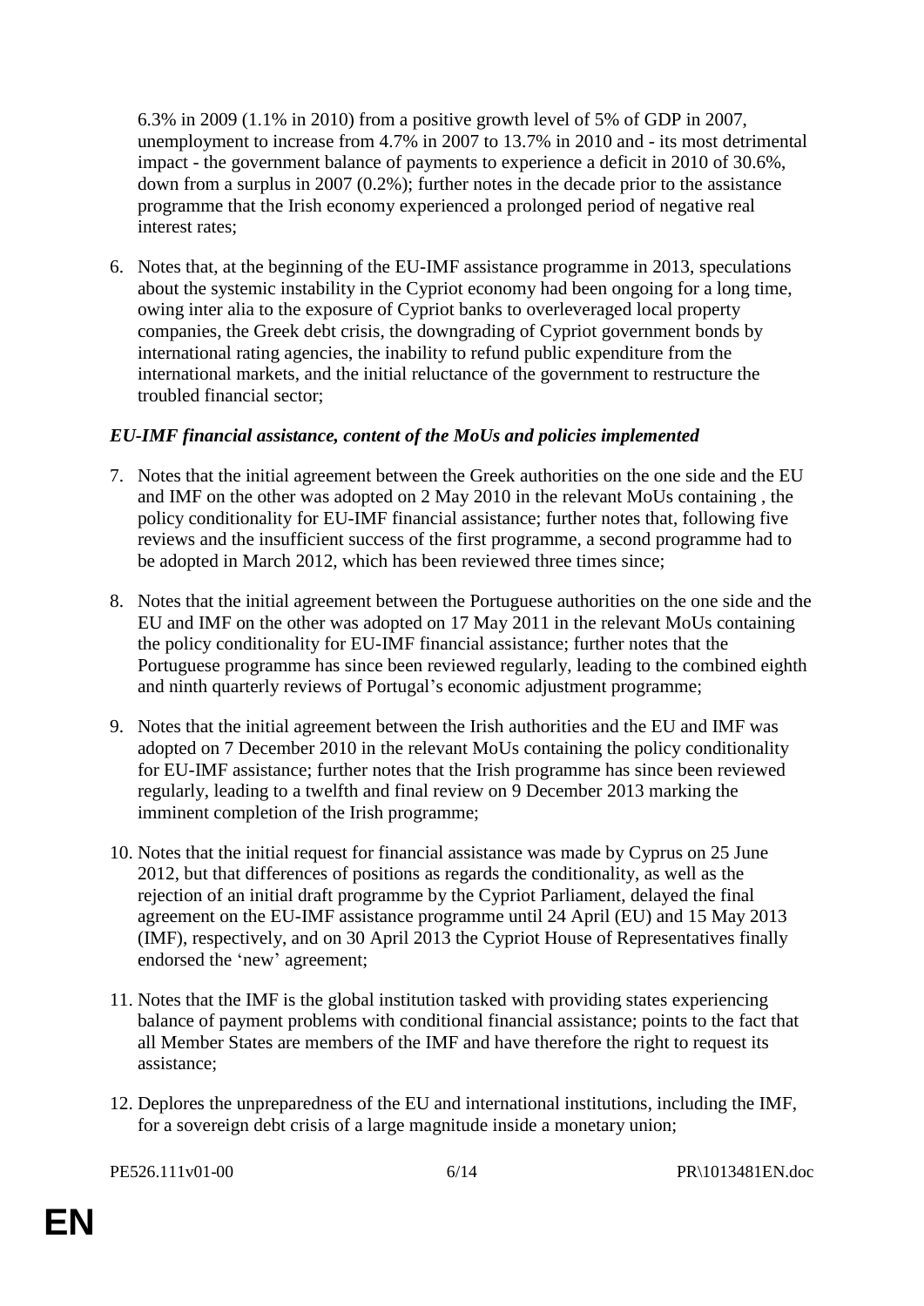6.3% in 2009 (1.1% in 2010) from a positive growth level of 5% of GDP in 2007, unemployment to increase from 4.7% in 2007 to 13.7% in 2010 and - its most detrimental impact - the government balance of payments to experience a deficit in 2010 of 30.6%, down from a surplus in 2007 (0.2%); further notes in the decade prior to the assistance programme that the Irish economy experienced a prolonged period of negative real interest rates;

6. Notes that, at the beginning of the EU-IMF assistance programme in 2013, speculations about the systemic instability in the Cypriot economy had been ongoing for a long time, owing inter alia to the exposure of Cypriot banks to overleveraged local property companies, the Greek debt crisis, the downgrading of Cypriot government bonds by international rating agencies, the inability to refund public expenditure from the international markets, and the initial reluctance of the government to restructure the troubled financial sector;

***EU-IMF financial assistance, content of the MoUs and policies implemented***

7. Notes that the initial agreement between the Greek authorities on the one side and the EU and IMF on the other was adopted on 2 May 2010 in the relevant MoUs containing , the policy conditionality for EU-IMF financial assistance; further notes that, following five reviews and the insufficient success of the first programme, a second programme had to be adopted in March 2012, which has been reviewed three times since;

8. Notes that the initial agreement between the Portuguese authorities on the one side and the EU and IMF on the other was adopted on 17 May 2011 in the relevant MoUs containing the policy conditionality for EU-IMF financial assistance; further notes that the Portuguese programme has since been reviewed regularly, leading to the combined eighth and ninth quarterly reviews of Portugal's economic adjustment programme;

9. Notes that the initial agreement between the Irish authorities and the EU and IMF was adopted on 7 December 2010 in the relevant MoUs containing the policy conditionality for EU-IMF assistance; further notes that the Irish programme has since been reviewed regularly, leading to a twelfth and final review on 9 December 2013 marking the imminent completion of the Irish programme;

10. Notes that the initial request for financial assistance was made by Cyprus on 25 June 2012, but that differences of positions as regards the conditionality, as well as the rejection of an initial draft programme by the Cypriot Parliament, delayed the final agreement on the EU-IMF assistance programme until 24 April (EU) and 15 May 2013 (IMF), respectively, and on 30 April 2013 the Cypriot House of Representatives finally endorsed the 'new' agreement;

11. Notes that the IMF is the global institution tasked with providing states experiencing balance of payment problems with conditional financial assistance; points to the fact that all Member States are members of the IMF and have therefore the right to request its assistance;

12. Deplores the unpreparedness of the EU and international institutions, including the IMF, for a sovereign debt crisis of a large magnitude inside a monetary union;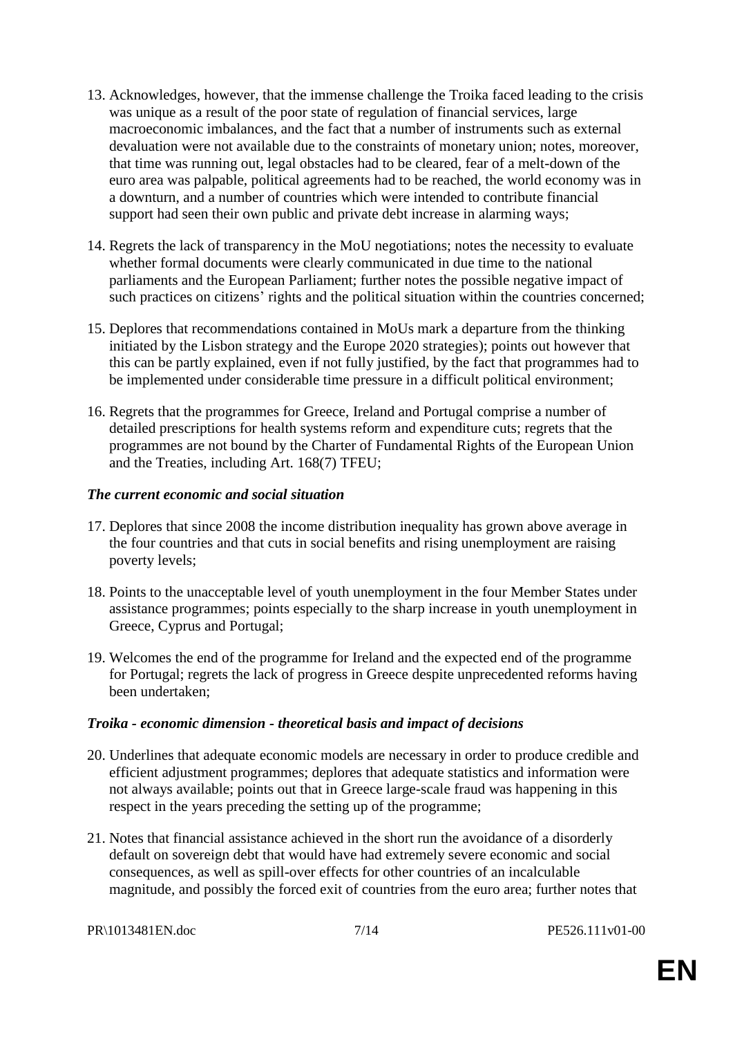13. Acknowledges, however, that the immense challenge the Troika faced leading to the crisis was unique as a result of the poor state of regulation of financial services, large macroeconomic imbalances, and the fact that a number of instruments such as external devaluation were not available due to the constraints of monetary union; notes, moreover, that time was running out, legal obstacles had to be cleared, fear of a melt-down of the euro area was palpable, political agreements had to be reached, the world economy was in a downturn, and a number of countries which were intended to contribute financial support had seen their own public and private debt increase in alarming ways;

14. Regrets the lack of transparency in the MoU negotiations; notes the necessity to evaluate whether formal documents were clearly communicated in due time to the national parliaments and the European Parliament; further notes the possible negative impact of such practices on citizens' rights and the political situation within the countries concerned;

15. Deplores that recommendations contained in MoUs mark a departure from the thinking initiated by the Lisbon strategy and the Europe 2020 strategies); points out however that this can be partly explained, even if not fully justified, by the fact that programmes had to be implemented under considerable time pressure in a difficult political environment;

16. Regrets that the programmes for Greece, Ireland and Portugal comprise a number of detailed prescriptions for health systems reform and expenditure cuts; regrets that the programmes are not bound by the Charter of Fundamental Rights of the European Union and the Treaties, including Art. 168(7) TFEU;

***The current economic and social situation***

17. Deplores that since 2008 the income distribution inequality has grown above average in the four countries and that cuts in social benefits and rising unemployment are raising poverty levels;

18. Points to the unacceptable level of youth unemployment in the four Member States under assistance programmes; points especially to the sharp increase in youth unemployment in Greece, Cyprus and Portugal;

19. Welcomes the end of the programme for Ireland and the expected end of the programme for Portugal; regrets the lack of progress in Greece despite unprecedented reforms having been undertaken;

***Troika - economic dimension - theoretical basis and impact of decisions***

20. Underlines that adequate economic models are necessary in order to produce credible and efficient adjustment programmes; deplores that adequate statistics and information were not always available; points out that in Greece large-scale fraud was happening in this respect in the years preceding the setting up of the programme;

21. Notes that financial assistance achieved in the short run the avoidance of a disorderly default on sovereign debt that would have had extremely severe economic and social consequences, as well as spill-over effects for other countries of an incalculable magnitude, and possibly the forced exit of countries from the euro area; further notes that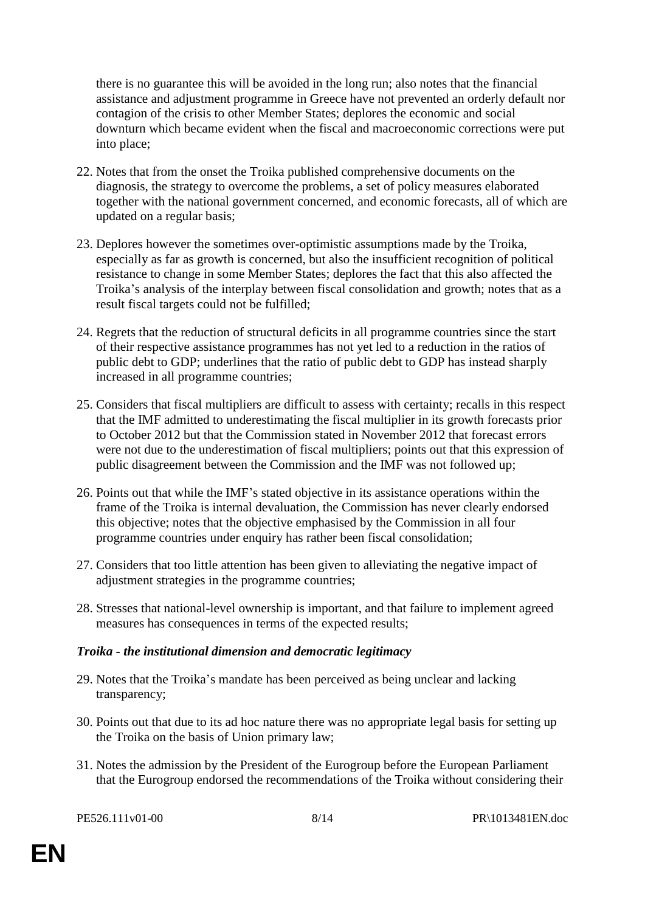there is no guarantee this will be avoided in the long run; also notes that the financial assistance and adjustment programme in Greece have not prevented an orderly default nor contagion of the crisis to other Member States; deplores the economic and social downturn which became evident when the fiscal and macroeconomic corrections were put into place;

22. Notes that from the onset the Troika published comprehensive documents on the diagnosis, the strategy to overcome the problems, a set of policy measures elaborated together with the national government concerned, and economic forecasts, all of which are updated on a regular basis;

23. Deplores however the sometimes over-optimistic assumptions made by the Troika, especially as far as growth is concerned, but also the insufficient recognition of political resistance to change in some Member States; deplores the fact that this also affected the Troika's analysis of the interplay between fiscal consolidation and growth; notes that as a result fiscal targets could not be fulfilled;

24. Regrets that the reduction of structural deficits in all programme countries since the start of their respective assistance programmes has not yet led to a reduction in the ratios of public debt to GDP; underlines that the ratio of public debt to GDP has instead sharply increased in all programme countries;

25. Considers that fiscal multipliers are difficult to assess with certainty; recalls in this respect that the IMF admitted to underestimating the fiscal multiplier in its growth forecasts prior to October 2012 but that the Commission stated in November 2012 that forecast errors were not due to the underestimation of fiscal multipliers; points out that this expression of public disagreement between the Commission and the IMF was not followed up;

26. Points out that while the IMF's stated objective in its assistance operations within the frame of the Troika is internal devaluation, the Commission has never clearly endorsed this objective; notes that the objective emphasised by the Commission in all four programme countries under enquiry has rather been fiscal consolidation;

27. Considers that too little attention has been given to alleviating the negative impact of adjustment strategies in the programme countries;

28. Stresses that national-level ownership is important, and that failure to implement agreed measures has consequences in terms of the expected results;

### *Troika - the institutional dimension and democratic legitimacy*

29. Notes that the Troika's mandate has been perceived as being unclear and lacking transparency;

30. Points out that due to its ad hoc nature there was no appropriate legal basis for setting up the Troika on the basis of Union primary law;

31. Notes the admission by the President of the Eurogroup before the European Parliament that the Eurogroup endorsed the recommendations of the Troika without considering their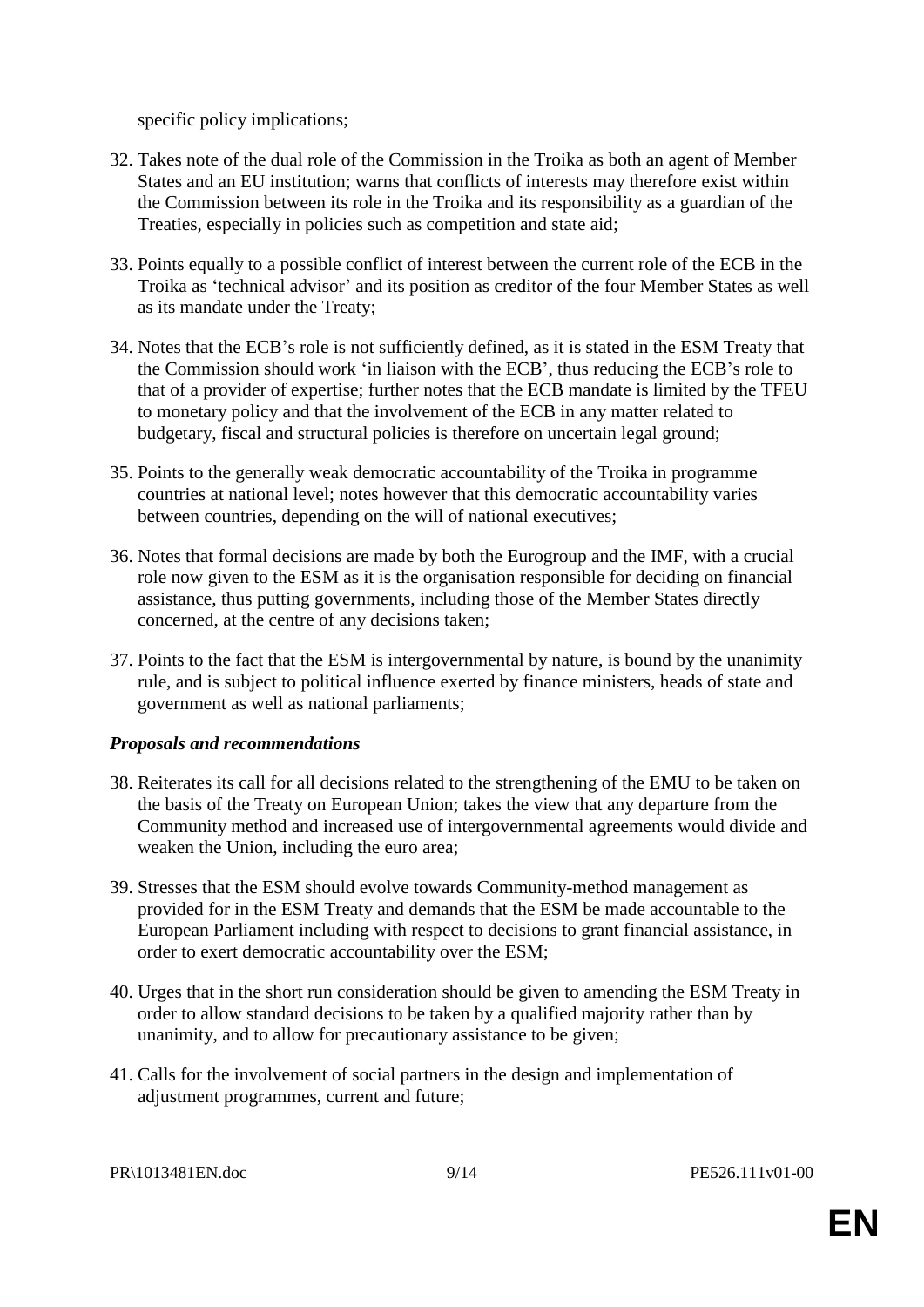specific policy implications;

32. Takes note of the dual role of the Commission in the Troika as both an agent of Member States and an EU institution; warns that conflicts of interests may therefore exist within the Commission between its role in the Troika and its responsibility as a guardian of the Treaties, especially in policies such as competition and state aid;

33. Points equally to a possible conflict of interest between the current role of the ECB in the Troika as 'technical advisor' and its position as creditor of the four Member States as well as its mandate under the Treaty;

34. Notes that the ECB's role is not sufficiently defined, as it is stated in the ESM Treaty that the Commission should work 'in liaison with the ECB', thus reducing the ECB's role to that of a provider of expertise; further notes that the ECB mandate is limited by the TFEU to monetary policy and that the involvement of the ECB in any matter related to budgetary, fiscal and structural policies is therefore on uncertain legal ground;

35. Points to the generally weak democratic accountability of the Troika in programme countries at national level; notes however that this democratic accountability varies between countries, depending on the will of national executives;

36. Notes that formal decisions are made by both the Eurogroup and the IMF, with a crucial role now given to the ESM as it is the organisation responsible for deciding on financial assistance, thus putting governments, including those of the Member States directly concerned, at the centre of any decisions taken;

37. Points to the fact that the ESM is intergovernmental by nature, is bound by the unanimity rule, and is subject to political influence exerted by finance ministers, heads of state and government as well as national parliaments;

***Proposals and recommendations***

38. Reiterates its call for all decisions related to the strengthening of the EMU to be taken on the basis of the Treaty on European Union; takes the view that any departure from the Community method and increased use of intergovernmental agreements would divide and weaken the Union, including the euro area;

39. Stresses that the ESM should evolve towards Community-method management as provided for in the ESM Treaty and demands that the ESM be made accountable to the European Parliament including with respect to decisions to grant financial assistance, in order to exert democratic accountability over the ESM;

40. Urges that in the short run consideration should be given to amending the ESM Treaty in order to allow standard decisions to be taken by a qualified majority rather than by unanimity, and to allow for precautionary assistance to be given;

41. Calls for the involvement of social partners in the design and implementation of adjustment programmes, current and future;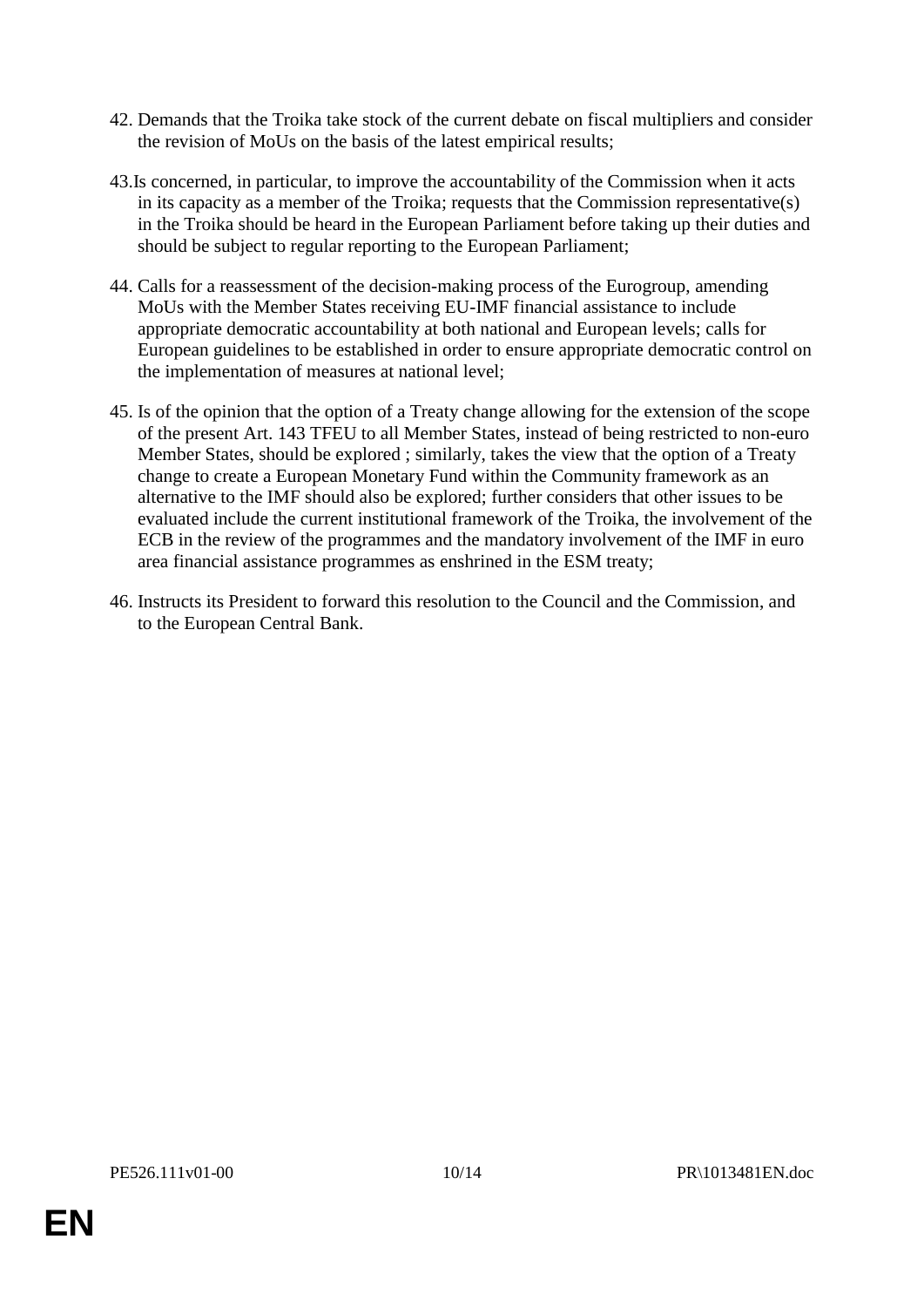42. Demands that the Troika take stock of the current debate on fiscal multipliers and consider the revision of MoUs on the basis of the latest empirical results;

43. Is concerned, in particular, to improve the accountability of the Commission when it acts in its capacity as a member of the Troika; requests that the Commission representative(s) in the Troika should be heard in the European Parliament before taking up their duties and should be subject to regular reporting to the European Parliament;

44. Calls for a reassessment of the decision-making process of the Eurogroup, amending MoUs with the Member States receiving EU-IMF financial assistance to include appropriate democratic accountability at both national and European levels; calls for European guidelines to be established in order to ensure appropriate democratic control on the implementation of measures at national level;

45. Is of the opinion that the option of a Treaty change allowing for the extension of the scope of the present Art. 143 TFEU to all Member States, instead of being restricted to non-euro Member States, should be explored ; similarly, takes the view that the option of a Treaty change to create a European Monetary Fund within the Community framework as an alternative to the IMF should also be explored; further considers that other issues to be evaluated include the current institutional framework of the Troika, the involvement of the ECB in the review of the programmes and the mandatory involvement of the IMF in euro area financial assistance programmes as enshrined in the ESM treaty;

46. Instructs its President to forward this resolution to the Council and the Commission, and to the European Central Bank.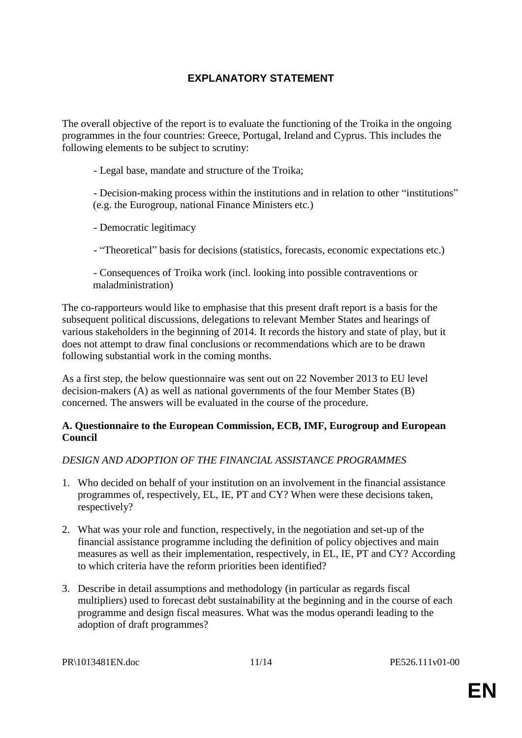# EXPLANATORY STATEMENT

The overall objective of the report is to evaluate the functioning of the Troika in the ongoing programmes in the four countries: Greece, Portugal, Ireland and Cyprus. This includes the following elements to be subject to scrutiny:

- Legal base, mandate and structure of the Troika;

- Decision-making process within the institutions and in relation to other "institutions" (e.g. the Eurogroup, national Finance Ministers etc.)

- Democratic legitimacy

- "Theoretical" basis for decisions (statistics, forecasts, economic expectations etc.)

- Consequences of Troika work (incl. looking into possible contraventions or maladministration)

The co-rapporteurs would like to emphasise that this present draft report is a basis for the subsequent political discussions, delegations to relevant Member States and hearings of various stakeholders in the beginning of 2014. It records the history and state of play, but it does not attempt to draw final conclusions or recommendations which are to be drawn following substantial work in the coming months.

As a first step, the below questionnaire was sent out on 22 November 2013 to EU level decision-makers (A) as well as national governments of the four Member States (B) concerned. The answers will be evaluated in the course of the procedure.

**A. Questionnaire to the European Commission, ECB, IMF, Eurogroup and European Council**

*DESIGN AND ADOPTION OF THE FINANCIAL ASSISTANCE PROGRAMMES*

1. Who decided on behalf of your institution on an involvement in the financial assistance programmes of, respectively, EL, IE, PT and CY? When were these decisions taken, respectively?

2. What was your role and function, respectively, in the negotiation and set-up of the financial assistance programme including the definition of policy objectives and main measures as well as their implementation, respectively, in EL, IE, PT and CY? According to which criteria have the reform priorities been identified?

3. Describe in detail assumptions and methodology (in particular as regards fiscal multipliers) used to forecast debt sustainability at the beginning and in the course of each programme and design fiscal measures. What was the modus operandi leading to the adoption of draft programmes?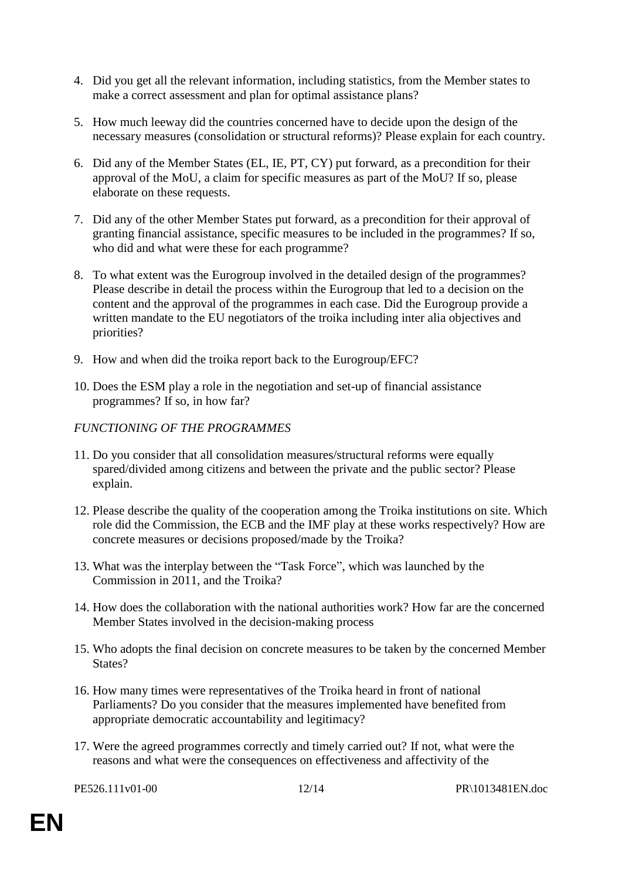4. Did you get all the relevant information, including statistics, from the Member states to make a correct assessment and plan for optimal assistance plans?

5. How much leeway did the countries concerned have to decide upon the design of the necessary measures (consolidation or structural reforms)? Please explain for each country.

6. Did any of the Member States (EL, IE, PT, CY) put forward, as a precondition for their approval of the MoU, a claim for specific measures as part of the MoU? If so, please elaborate on these requests.

7. Did any of the other Member States put forward, as a precondition for their approval of granting financial assistance, specific measures to be included in the programmes? If so, who did and what were these for each programme?

8. To what extent was the Eurogroup involved in the detailed design of the programmes? Please describe in detail the process within the Eurogroup that led to a decision on the content and the approval of the programmes in each case. Did the Eurogroup provide a written mandate to the EU negotiators of the troika including inter alia objectives and priorities?

9. How and when did the troika report back to the Eurogroup/EFC?

10. Does the ESM play a role in the negotiation and set-up of financial assistance programmes? If so, in how far?

*FUNCTIONING OF THE PROGRAMMES*

11. Do you consider that all consolidation measures/structural reforms were equally spared/divided among citizens and between the private and the public sector? Please explain.

12. Please describe the quality of the cooperation among the Troika institutions on site. Which role did the Commission, the ECB and the IMF play at these works respectively? How are concrete measures or decisions proposed/made by the Troika?

13. What was the interplay between the "Task Force", which was launched by the Commission in 2011, and the Troika?

14. How does the collaboration with the national authorities work? How far are the concerned Member States involved in the decision-making process

15. Who adopts the final decision on concrete measures to be taken by the concerned Member States?

16. How many times were representatives of the Troika heard in front of national Parliaments? Do you consider that the measures implemented have benefited from appropriate democratic accountability and legitimacy?

17. Were the agreed programmes correctly and timely carried out? If not, what were the reasons and what were the consequences on effectiveness and affectivity of the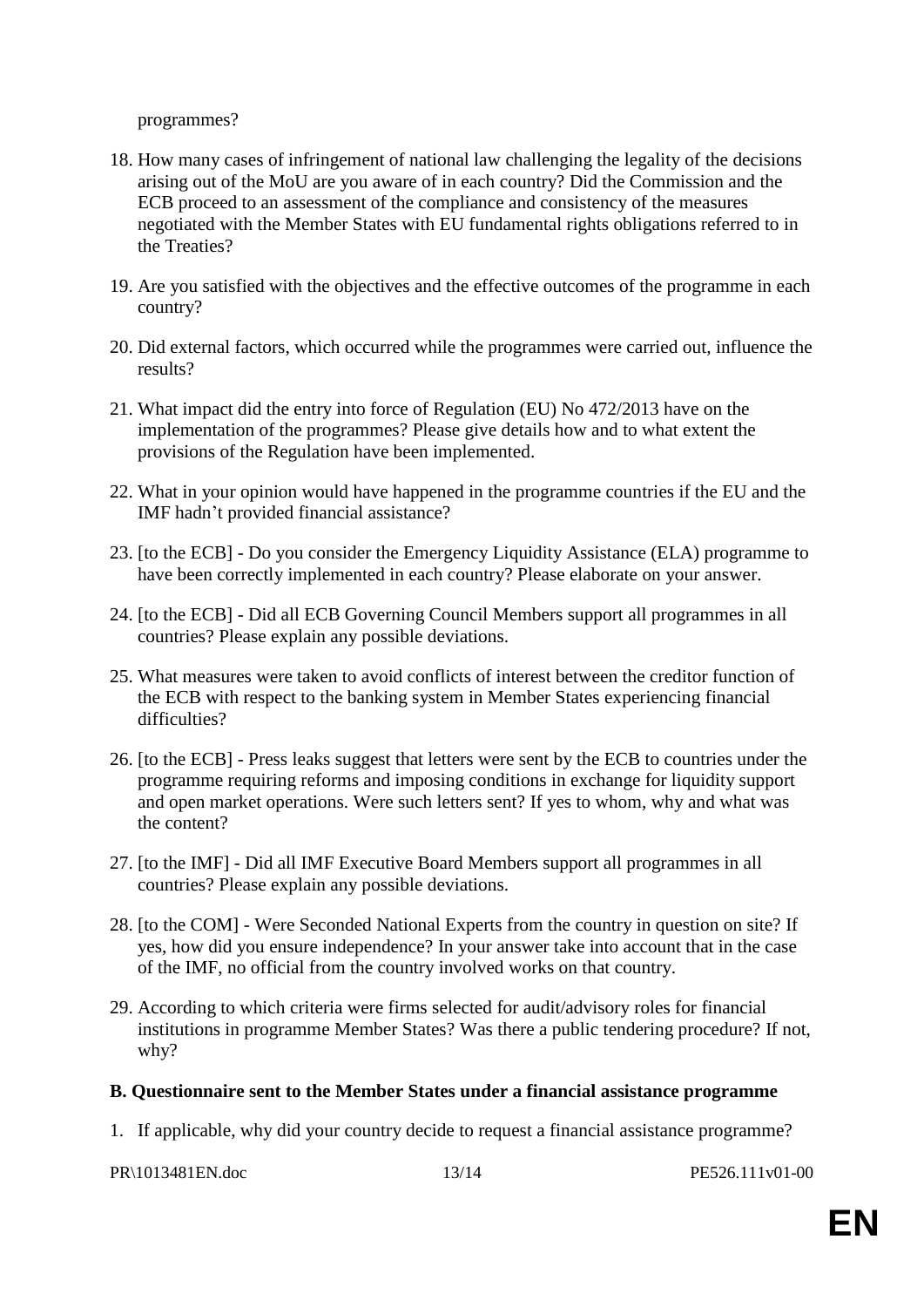programmes?

18. How many cases of infringement of national law challenging the legality of the decisions arising out of the MoU are you aware of in each country? Did the Commission and the ECB proceed to an assessment of the compliance and consistency of the measures negotiated with the Member States with EU fundamental rights obligations referred to in the Treaties?

19. Are you satisfied with the objectives and the effective outcomes of the programme in each country?

20. Did external factors, which occurred while the programmes were carried out, influence the results?

21. What impact did the entry into force of Regulation (EU) No 472/2013 have on the implementation of the programmes? Please give details how and to what extent the provisions of the Regulation have been implemented.

22. What in your opinion would have happened in the programme countries if the EU and the IMF hadn't provided financial assistance?

23. [to the ECB] - Do you consider the Emergency Liquidity Assistance (ELA) programme to have been correctly implemented in each country? Please elaborate on your answer.

24. [to the ECB] - Did all ECB Governing Council Members support all programmes in all countries? Please explain any possible deviations.

25. What measures were taken to avoid conflicts of interest between the creditor function of the ECB with respect to the banking system in Member States experiencing financial difficulties?

26. [to the ECB] - Press leaks suggest that letters were sent by the ECB to countries under the programme requiring reforms and imposing conditions in exchange for liquidity support and open market operations. Were such letters sent? If yes to whom, why and what was the content?

27. [to the IMF] - Did all IMF Executive Board Members support all programmes in all countries? Please explain any possible deviations.

28. [to the COM] - Were Seconded National Experts from the country in question on site? If yes, how did you ensure independence? In your answer take into account that in the case of the IMF, no official from the country involved works on that country.

29. According to which criteria were firms selected for audit/advisory roles for financial institutions in programme Member States? Was there a public tendering procedure? If not, why?

**B. Questionnaire sent to the Member States under a financial assistance programme**

1. If applicable, why did your country decide to request a financial assistance programme?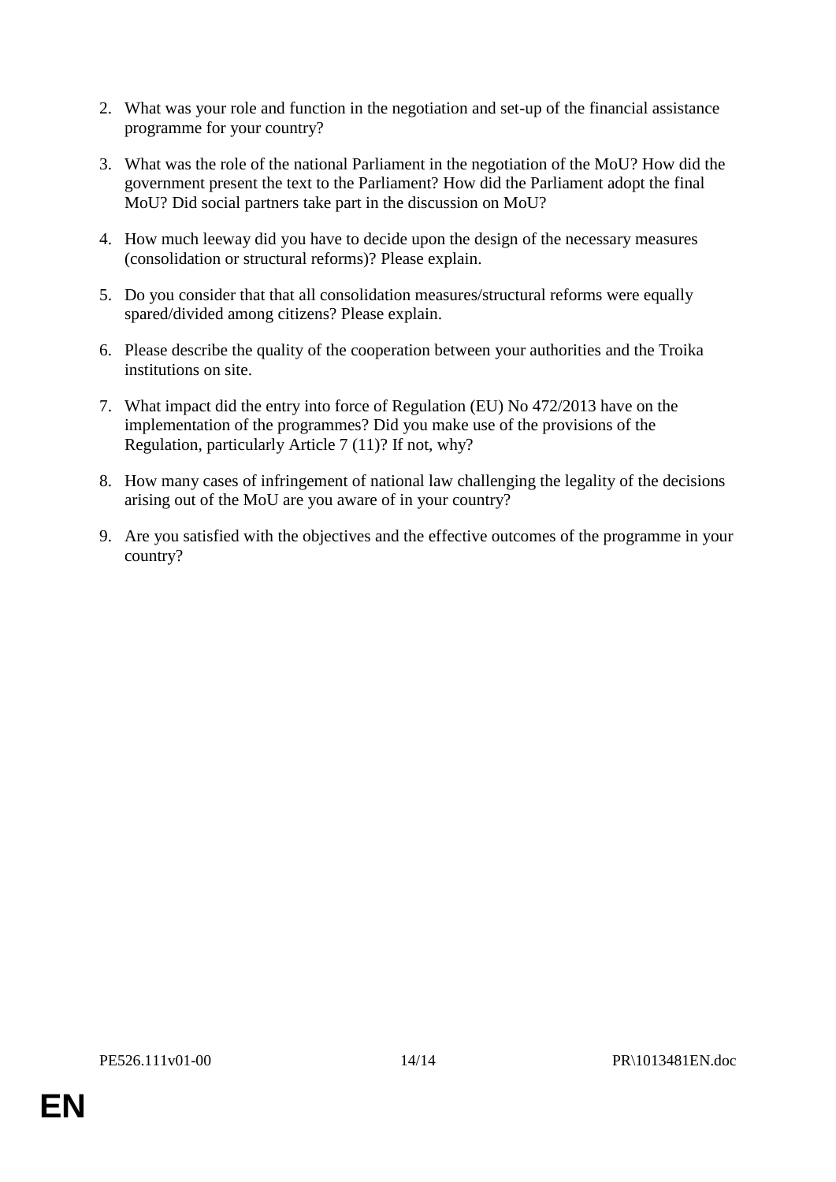2. What was your role and function in the negotiation and set-up of the financial assistance programme for your country?

3. What was the role of the national Parliament in the negotiation of the MoU? How did the government present the text to the Parliament? How did the Parliament adopt the final MoU? Did social partners take part in the discussion on MoU?

4. How much leeway did you have to decide upon the design of the necessary measures (consolidation or structural reforms)? Please explain.

5. Do you consider that that all consolidation measures/structural reforms were equally spared/divided among citizens? Please explain.

6. Please describe the quality of the cooperation between your authorities and the Troika institutions on site.

7. What impact did the entry into force of Regulation (EU) No 472/2013 have on the implementation of the programmes? Did you make use of the provisions of the Regulation, particularly Article 7 (11)? If not, why?

8. How many cases of infringement of national law challenging the legality of the decisions arising out of the MoU are you aware of in your country?

9. Are you satisfied with the objectives and the effective outcomes of the programme in your country?